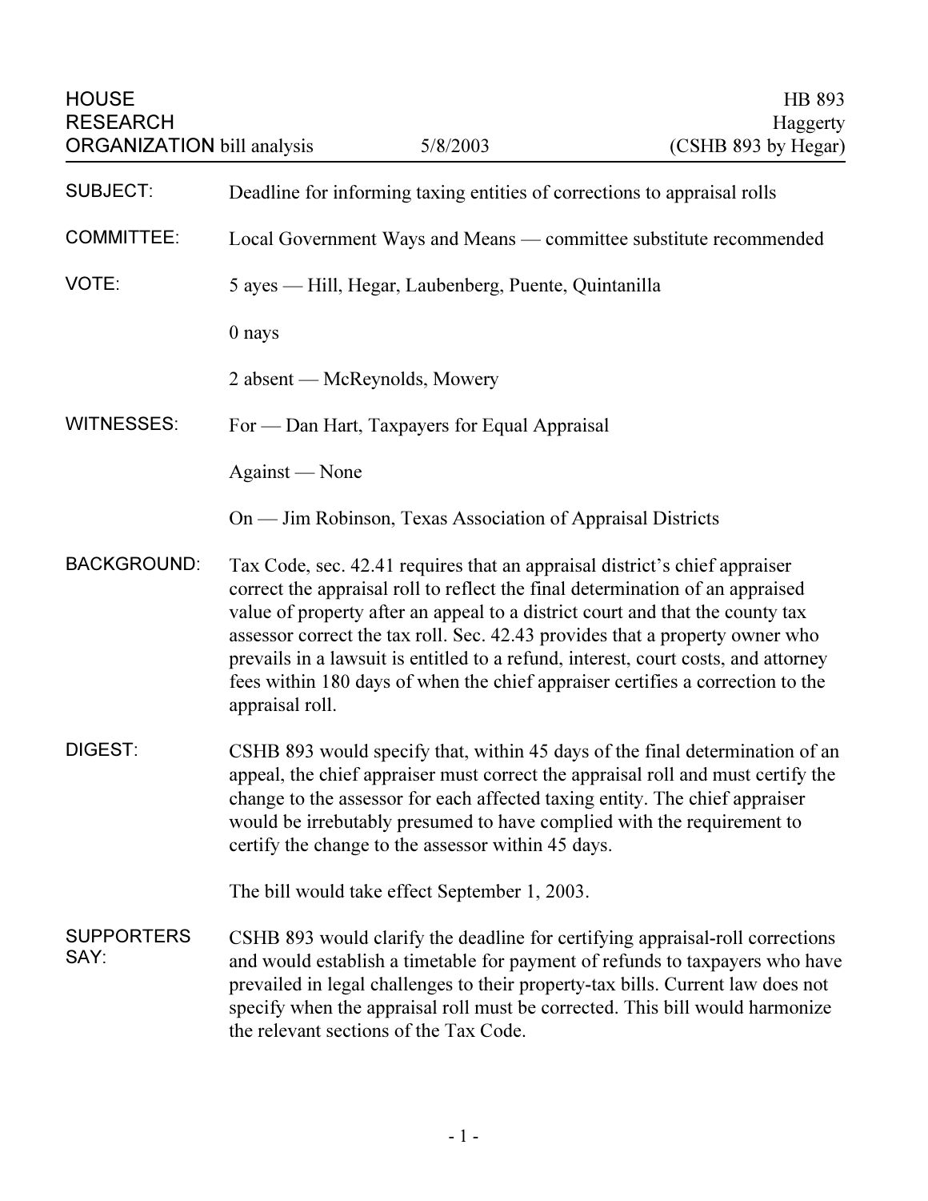HOUSE RESEARCH ORGANIZATION bill analysis — 5/8/2003

HB 893
Haggerty
(CSHB 893 by Hegar)

**SUBJECT:** Deadline for informing taxing entities of corrections to appraisal rolls

**COMMITTEE:** Local Government Ways and Means — committee substitute recommended

**VOTE:** 5 ayes — Hill, Hegar, Laubenberg, Puente, Quintanilla

0 nays

2 absent — McReynolds, Mowery

**WITNESSES:** For — Dan Hart, Taxpayers for Equal Appraisal

Against — None

On — Jim Robinson, Texas Association of Appraisal Districts

**BACKGROUND:** Tax Code, sec. 42.41 requires that an appraisal district's chief appraiser correct the appraisal roll to reflect the final determination of an appraised value of property after an appeal to a district court and that the county tax assessor correct the tax roll. Sec. 42.43 provides that a property owner who prevails in a lawsuit is entitled to a refund, interest, court costs, and attorney fees within 180 days of when the chief appraiser certifies a correction to the appraisal roll.

**DIGEST:** CSHB 893 would specify that, within 45 days of the final determination of an appeal, the chief appraiser must correct the appraisal roll and must certify the change to the assessor for each affected taxing entity. The chief appraiser would be irrebutably presumed to have complied with the requirement to certify the change to the assessor within 45 days.

The bill would take effect September 1, 2003.

**SUPPORTERS SAY:** CSHB 893 would clarify the deadline for certifying appraisal-roll corrections and would establish a timetable for payment of refunds to taxpayers who have prevailed in legal challenges to their property-tax bills. Current law does not specify when the appraisal roll must be corrected. This bill would harmonize the relevant sections of the Tax Code.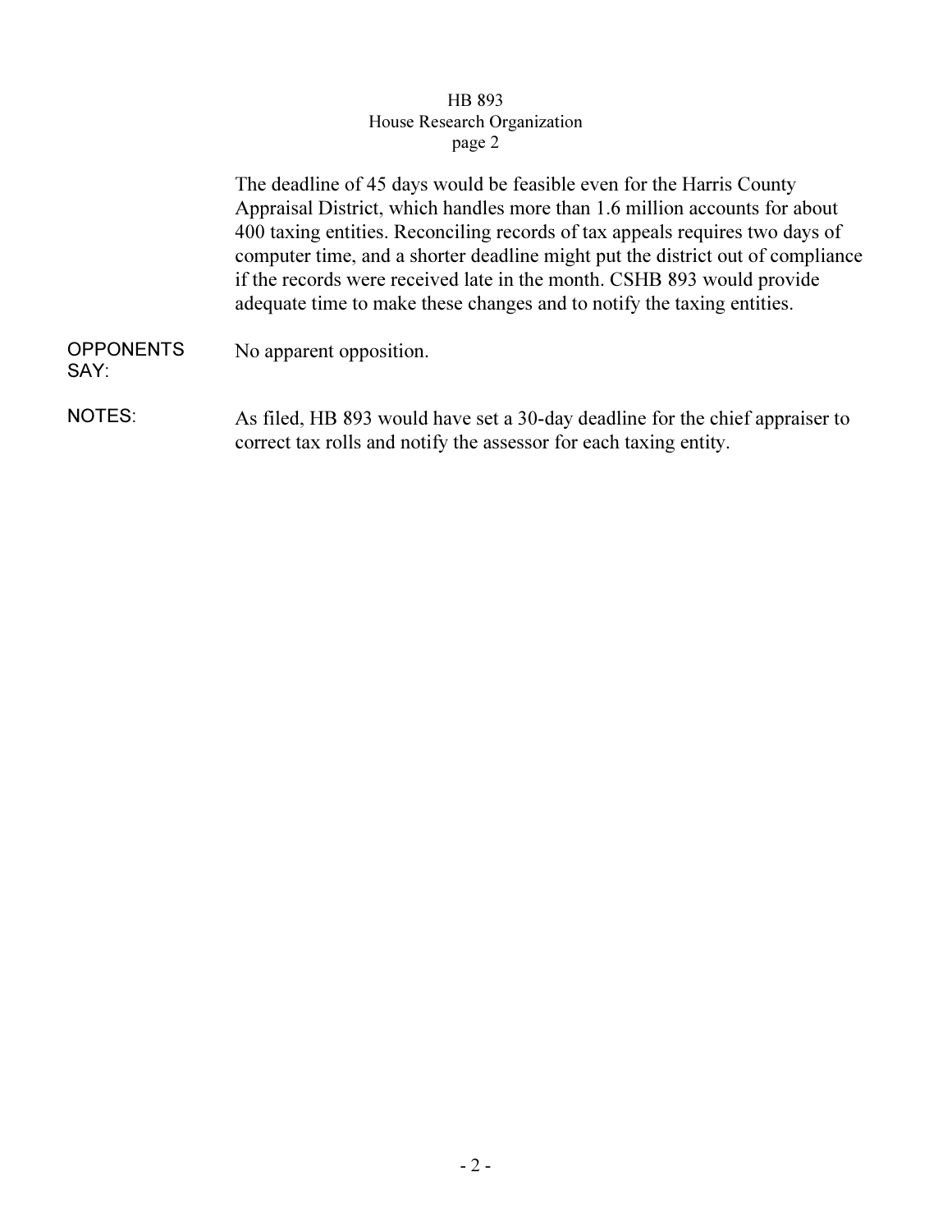The deadline of 45 days would be feasible even for the Harris County Appraisal District, which handles more than 1.6 million accounts for about 400 taxing entities. Reconciling records of tax appeals requires two days of computer time, and a shorter deadline might put the district out of compliance if the records were received late in the month. CSHB 893 would provide adequate time to make these changes and to notify the taxing entities.

**OPPONENTS SAY:** No apparent opposition.

**NOTES:** As filed, HB 893 would have set a 30-day deadline for the chief appraiser to correct tax rolls and notify the assessor for each taxing entity.